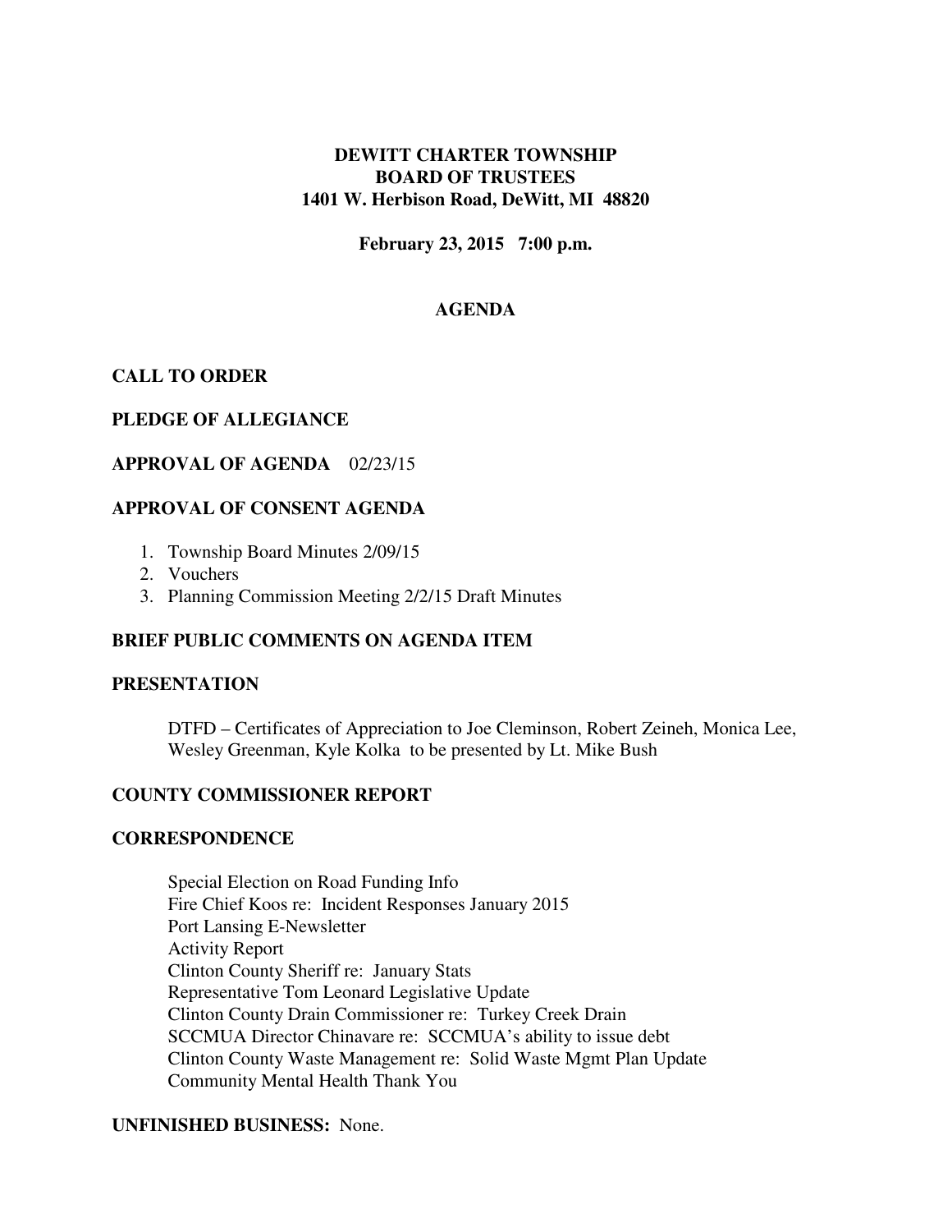**DEWITT CHARTER TOWNSHIP**
**BOARD OF TRUSTEES**
**1401 W. Herbison Road, DeWitt, MI 48820**

**February 23, 2015 7:00 p.m.**

## AGENDA

**CALL TO ORDER**

**PLEDGE OF ALLEGIANCE**

**APPROVAL OF AGENDA** 02/23/15

**APPROVAL OF CONSENT AGENDA**

1. Township Board Minutes 2/09/15
2. Vouchers
3. Planning Commission Meeting 2/2/15 Draft Minutes

**BRIEF PUBLIC COMMENTS ON AGENDA ITEM**

**PRESENTATION**

DTFD – Certificates of Appreciation to Joe Cleminson, Robert Zeineh, Monica Lee, Wesley Greenman, Kyle Kolka to be presented by Lt. Mike Bush

**COUNTY COMMISSIONER REPORT**

**CORRESPONDENCE**

Special Election on Road Funding Info
Fire Chief Koos re: Incident Responses January 2015
Port Lansing E-Newsletter
Activity Report
Clinton County Sheriff re: January Stats
Representative Tom Leonard Legislative Update
Clinton County Drain Commissioner re: Turkey Creek Drain
SCCMUA Director Chinavare re: SCCMUA's ability to issue debt
Clinton County Waste Management re: Solid Waste Mgmt Plan Update
Community Mental Health Thank You

**UNFINISHED BUSINESS:** None.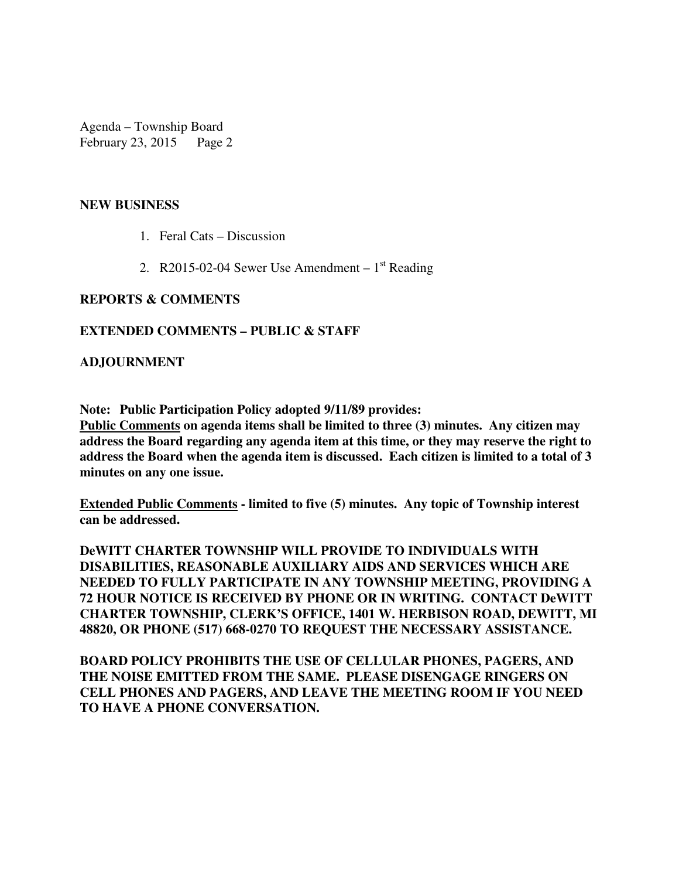## NEW BUSINESS

1. Feral Cats – Discussion
2. R2015-02-04 Sewer Use Amendment – 1st Reading

## REPORTS & COMMENTS

## EXTENDED COMMENTS – PUBLIC & STAFF

## ADJOURNMENT

**Note: Public Participation Policy adopted 9/11/89 provides:**

**Public Comments on agenda items shall be limited to three (3) minutes. Any citizen may address the Board regarding any agenda item at this time, or they may reserve the right to address the Board when the agenda item is discussed. Each citizen is limited to a total of 3 minutes on any one issue.**

**Extended Public Comments - limited to five (5) minutes. Any topic of Township interest can be addressed.**

**DeWITT CHARTER TOWNSHIP WILL PROVIDE TO INDIVIDUALS WITH DISABILITIES, REASONABLE AUXILIARY AIDS AND SERVICES WHICH ARE NEEDED TO FULLY PARTICIPATE IN ANY TOWNSHIP MEETING, PROVIDING A 72 HOUR NOTICE IS RECEIVED BY PHONE OR IN WRITING. CONTACT DeWITT CHARTER TOWNSHIP, CLERK'S OFFICE, 1401 W. HERBISON ROAD, DEWITT, MI 48820, OR PHONE (517) 668-0270 TO REQUEST THE NECESSARY ASSISTANCE.**

**BOARD POLICY PROHIBITS THE USE OF CELLULAR PHONES, PAGERS, AND THE NOISE EMITTED FROM THE SAME. PLEASE DISENGAGE RINGERS ON CELL PHONES AND PAGERS, AND LEAVE THE MEETING ROOM IF YOU NEED TO HAVE A PHONE CONVERSATION.**